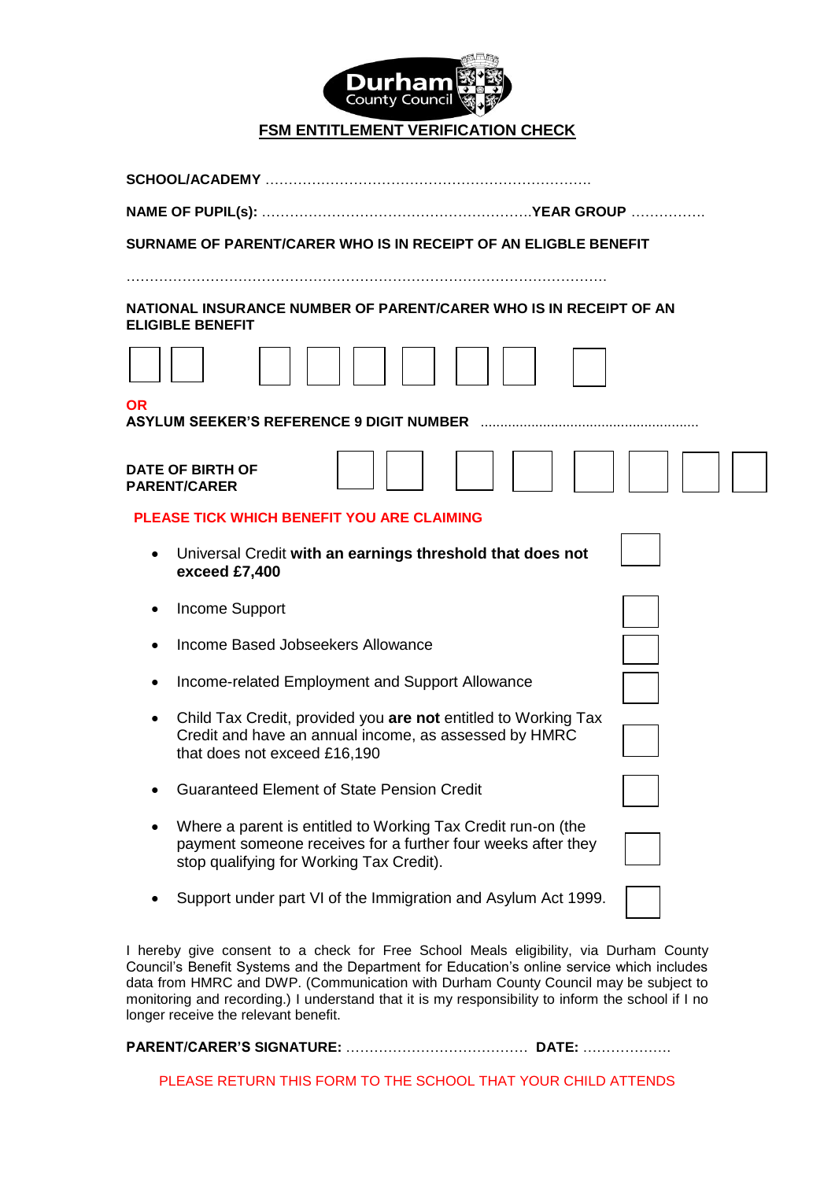Durham County Council

## FSM ENTITLEMENT VERIFICATION CHECK

**SCHOOL/ACADEMY** …………………………………………………………….

**NAME OF PUPIL(s):** …………………………………………………**YEAR GROUP** …………….

**SURNAME OF PARENT/CARER WHO IS IN RECEIPT OF AN ELIGBLE BENEFIT**

…………………………………………………………………………………………

**NATIONAL INSURANCE NUMBER OF PARENT/CARER WHO IS IN RECEIPT OF AN ELIGIBLE BENEFIT**

☐☐ ☐☐☐☐☐☐ ☐

**OR**

**ASYLUM SEEKER'S REFERENCE 9 DIGIT NUMBER** ........................................................

**DATE OF BIRTH OF PARENT/CARER** ☐☐ ☐☐ ☐☐☐☐

**PLEASE TICK WHICH BENEFIT YOU ARE CLAIMING**

- Universal Credit **with an earnings threshold that does not exceed £7,400** ☐
- Income Support ☐
- Income Based Jobseekers Allowance ☐
- Income-related Employment and Support Allowance ☐
- Child Tax Credit, provided you **are not** entitled to Working Tax Credit and have an annual income, as assessed by HMRC that does not exceed £16,190 ☐
- Guaranteed Element of State Pension Credit ☐
- Where a parent is entitled to Working Tax Credit run-on (the payment someone receives for a further four weeks after they stop qualifying for Working Tax Credit). ☐
- Support under part VI of the Immigration and Asylum Act 1999. ☐

I hereby give consent to a check for Free School Meals eligibility, via Durham County Council's Benefit Systems and the Department for Education's online service which includes data from HMRC and DWP. (Communication with Durham County Council may be subject to monitoring and recording.) I understand that it is my responsibility to inform the school if I no longer receive the relevant benefit.

**PARENT/CARER'S SIGNATURE:** ………………………………… **DATE:** ……………….

PLEASE RETURN THIS FORM TO THE SCHOOL THAT YOUR CHILD ATTENDS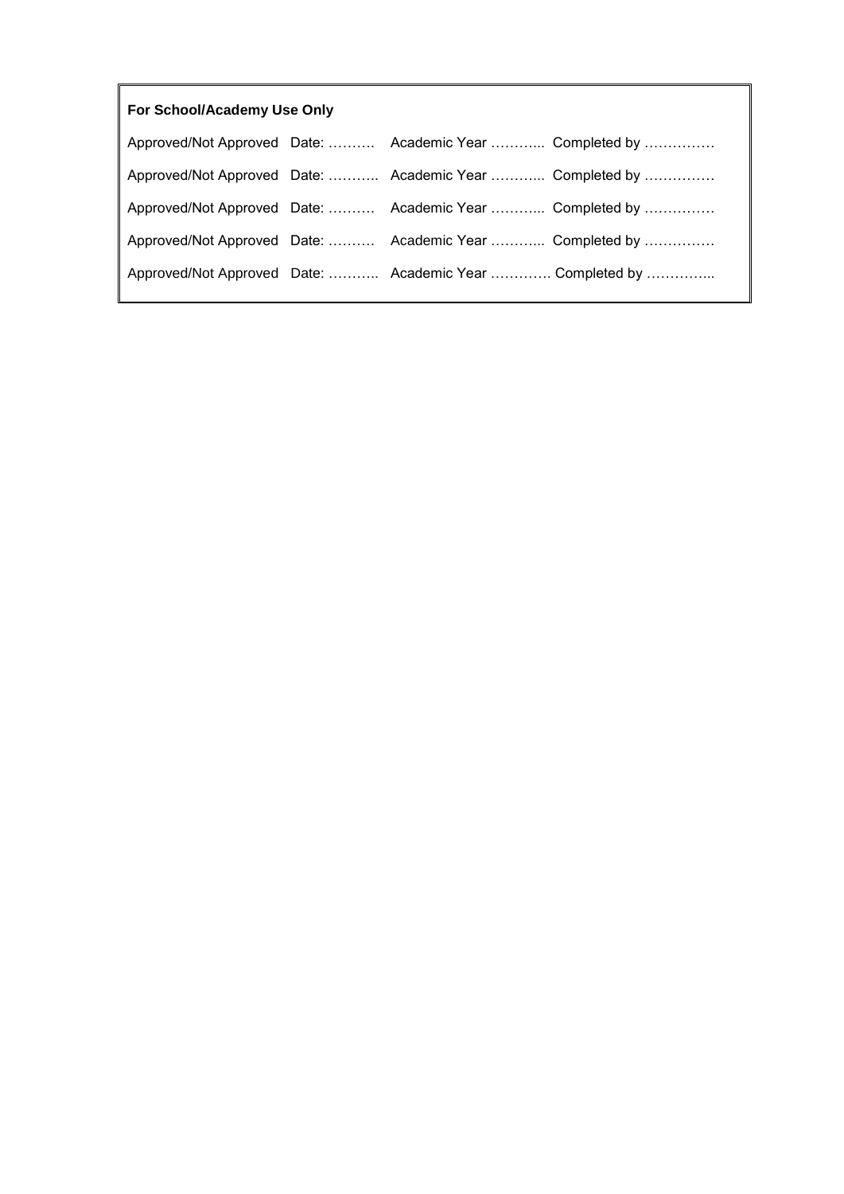**For School/Academy Use Only**

Approved/Not Approved Date: ………. Academic Year ……….. Completed by ……………

Approved/Not Approved Date: ……….. Academic Year ……….. Completed by ……………

Approved/Not Approved Date: ………. Academic Year ……….. Completed by ……………

Approved/Not Approved Date: ………. Academic Year ……….. Completed by ……………

Approved/Not Approved Date: ……….. Academic Year …………. Completed by …………...